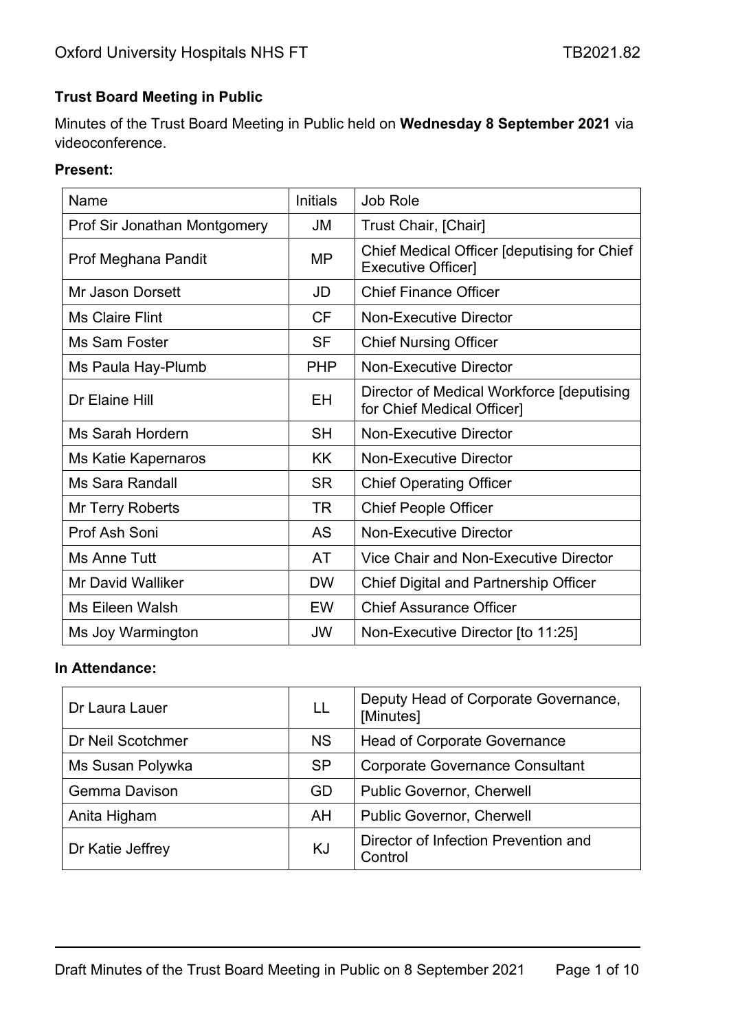**Trust Board Meeting in Public**

Minutes of the Trust Board Meeting in Public held on **Wednesday 8 September 2021** via videoconference.

**Present:**

| Name | Initials | Job Role |
|---|---|---|
| Prof Sir Jonathan Montgomery | JM | Trust Chair, [Chair] |
| Prof Meghana Pandit | MP | Chief Medical Officer [deputising for Chief Executive Officer] |
| Mr Jason Dorsett | JD | Chief Finance Officer |
| Ms Claire Flint | CF | Non-Executive Director |
| Ms Sam Foster | SF | Chief Nursing Officer |
| Ms Paula Hay-Plumb | PHP | Non-Executive Director |
| Dr Elaine Hill | EH | Director of Medical Workforce [deputising for Chief Medical Officer] |
| Ms Sarah Hordern | SH | Non-Executive Director |
| Ms Katie Kapernaros | KK | Non-Executive Director |
| Ms Sara Randall | SR | Chief Operating Officer |
| Mr Terry Roberts | TR | Chief People Officer |
| Prof Ash Soni | AS | Non-Executive Director |
| Ms Anne Tutt | AT | Vice Chair and Non-Executive Director |
| Mr David Walliker | DW | Chief Digital and Partnership Officer |
| Ms Eileen Walsh | EW | Chief Assurance Officer |
| Ms Joy Warmington | JW | Non-Executive Director [to 11:25] |

**In Attendance:**

| Name | Initials | Job Role |
|---|---|---|
| Dr Laura Lauer | LL | Deputy Head of Corporate Governance, [Minutes] |
| Dr Neil Scotchmer | NS | Head of Corporate Governance |
| Ms Susan Polywka | SP | Corporate Governance Consultant |
| Gemma Davison | GD | Public Governor, Cherwell |
| Anita Higham | AH | Public Governor, Cherwell |
| Dr Katie Jeffrey | KJ | Director of Infection Prevention and Control |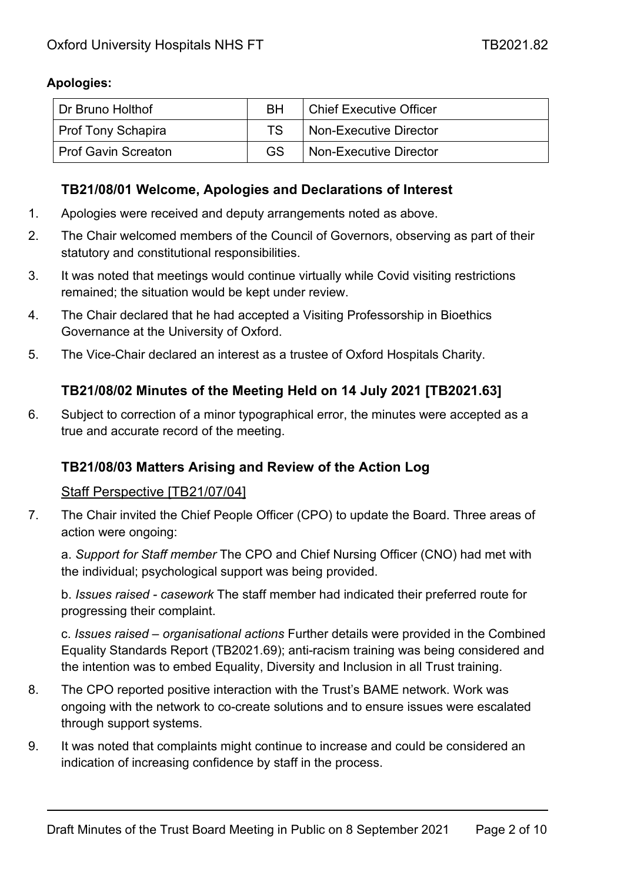**Apologies:**

| Dr Bruno Holthof | BH | Chief Executive Officer |
| --- | --- | --- |
| Prof Tony Schapira | TS | Non-Executive Director |
| Prof Gavin Screaton | GS | Non-Executive Director |

### TB21/08/01 Welcome, Apologies and Declarations of Interest

1. Apologies were received and deputy arrangements noted as above.
2. The Chair welcomed members of the Council of Governors, observing as part of their statutory and constitutional responsibilities.
3. It was noted that meetings would continue virtually while Covid visiting restrictions remained; the situation would be kept under review.
4. The Chair declared that he had accepted a Visiting Professorship in Bioethics Governance at the University of Oxford.
5. The Vice-Chair declared an interest as a trustee of Oxford Hospitals Charity.

### TB21/08/02 Minutes of the Meeting Held on 14 July 2021 [TB2021.63]

6. Subject to correction of a minor typographical error, the minutes were accepted as a true and accurate record of the meeting.

### TB21/08/03 Matters Arising and Review of the Action Log

Staff Perspective [TB21/07/04]

7. The Chair invited the Chief People Officer (CPO) to update the Board. Three areas of action were ongoing:

   a. *Support for Staff member* The CPO and Chief Nursing Officer (CNO) had met with the individual; psychological support was being provided.

   b. *Issues raised - casework* The staff member had indicated their preferred route for progressing their complaint.

   c. *Issues raised – organisational actions* Further details were provided in the Combined Equality Standards Report (TB2021.69); anti-racism training was being considered and the intention was to embed Equality, Diversity and Inclusion in all Trust training.

8. The CPO reported positive interaction with the Trust's BAME network. Work was ongoing with the network to co-create solutions and to ensure issues were escalated through support systems.
9. It was noted that complaints might continue to increase and could be considered an indication of increasing confidence by staff in the process.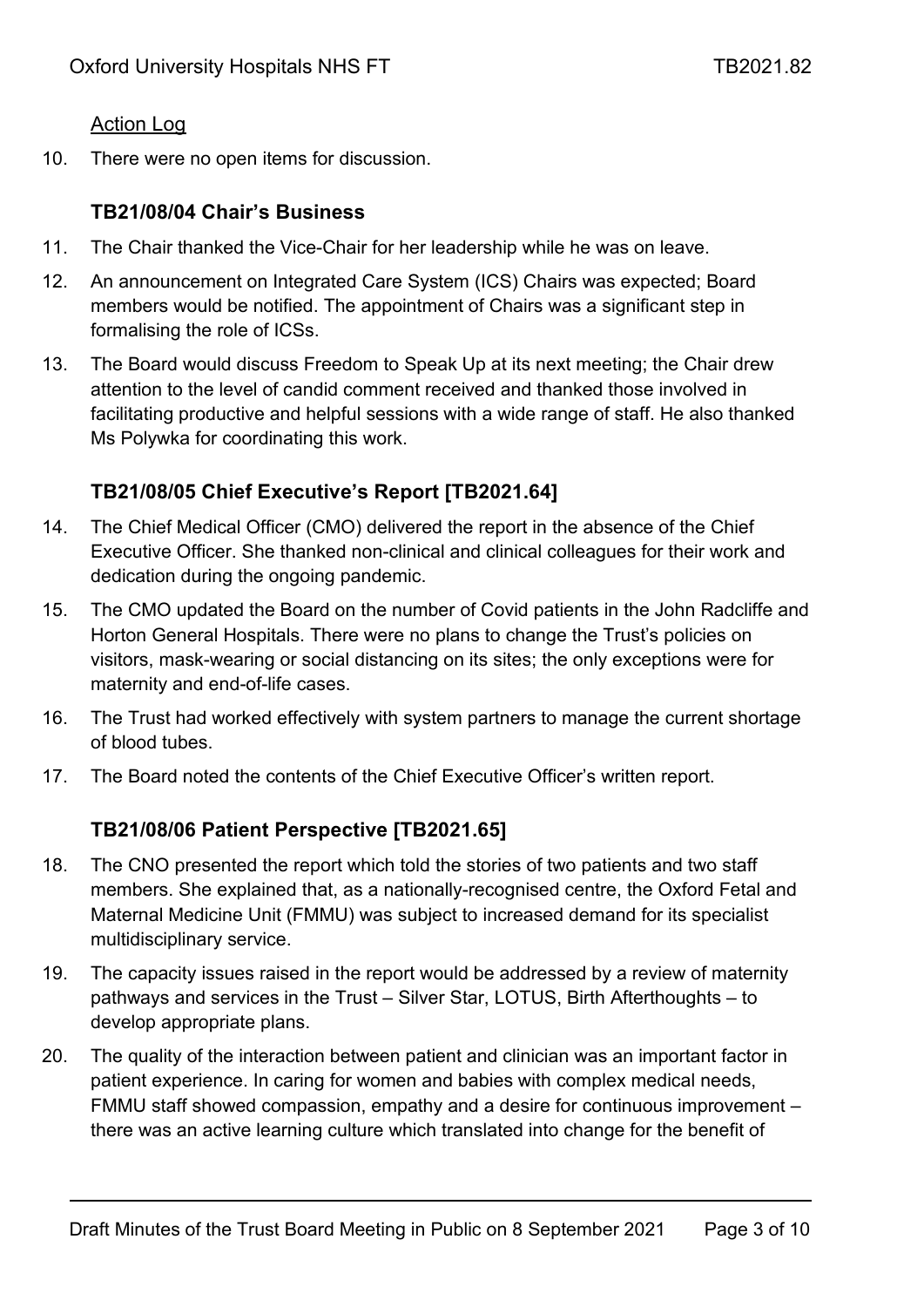Action Log

10. There were no open items for discussion.

### TB21/08/04 Chair's Business

11. The Chair thanked the Vice-Chair for her leadership while he was on leave.

12. An announcement on Integrated Care System (ICS) Chairs was expected; Board members would be notified. The appointment of Chairs was a significant step in formalising the role of ICSs.

13. The Board would discuss Freedom to Speak Up at its next meeting; the Chair drew attention to the level of candid comment received and thanked those involved in facilitating productive and helpful sessions with a wide range of staff. He also thanked Ms Polywka for coordinating this work.

### TB21/08/05 Chief Executive's Report [TB2021.64]

14. The Chief Medical Officer (CMO) delivered the report in the absence of the Chief Executive Officer. She thanked non-clinical and clinical colleagues for their work and dedication during the ongoing pandemic.

15. The CMO updated the Board on the number of Covid patients in the John Radcliffe and Horton General Hospitals. There were no plans to change the Trust's policies on visitors, mask-wearing or social distancing on its sites; the only exceptions were for maternity and end-of-life cases.

16. The Trust had worked effectively with system partners to manage the current shortage of blood tubes.

17. The Board noted the contents of the Chief Executive Officer's written report.

### TB21/08/06 Patient Perspective [TB2021.65]

18. The CNO presented the report which told the stories of two patients and two staff members. She explained that, as a nationally-recognised centre, the Oxford Fetal and Maternal Medicine Unit (FMMU) was subject to increased demand for its specialist multidisciplinary service.

19. The capacity issues raised in the report would be addressed by a review of maternity pathways and services in the Trust – Silver Star, LOTUS, Birth Afterthoughts – to develop appropriate plans.

20. The quality of the interaction between patient and clinician was an important factor in patient experience. In caring for women and babies with complex medical needs, FMMU staff showed compassion, empathy and a desire for continuous improvement – there was an active learning culture which translated into change for the benefit of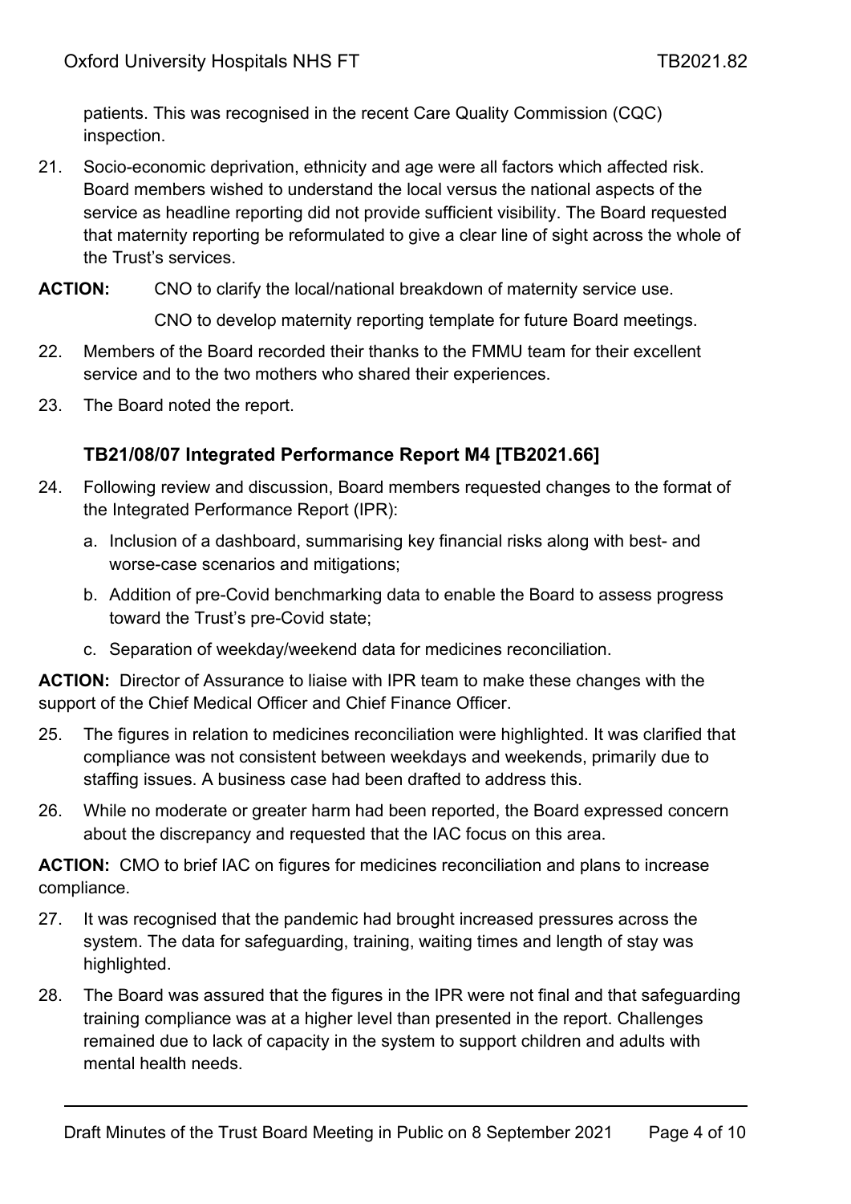patients. This was recognised in the recent Care Quality Commission (CQC) inspection.

21. Socio-economic deprivation, ethnicity and age were all factors which affected risk. Board members wished to understand the local versus the national aspects of the service as headline reporting did not provide sufficient visibility. The Board requested that maternity reporting be reformulated to give a clear line of sight across the whole of the Trust's services.

**ACTION:** CNO to clarify the local/national breakdown of maternity service use.

CNO to develop maternity reporting template for future Board meetings.

22. Members of the Board recorded their thanks to the FMMU team for their excellent service and to the two mothers who shared their experiences.

23. The Board noted the report.

### TB21/08/07 Integrated Performance Report M4 [TB2021.66]

24. Following review and discussion, Board members requested changes to the format of the Integrated Performance Report (IPR):
    a. Inclusion of a dashboard, summarising key financial risks along with best- and worse-case scenarios and mitigations;
    b. Addition of pre-Covid benchmarking data to enable the Board to assess progress toward the Trust's pre-Covid state;
    c. Separation of weekday/weekend data for medicines reconciliation.

**ACTION:** Director of Assurance to liaise with IPR team to make these changes with the support of the Chief Medical Officer and Chief Finance Officer.

25. The figures in relation to medicines reconciliation were highlighted. It was clarified that compliance was not consistent between weekdays and weekends, primarily due to staffing issues. A business case had been drafted to address this.

26. While no moderate or greater harm had been reported, the Board expressed concern about the discrepancy and requested that the IAC focus on this area.

**ACTION:** CMO to brief IAC on figures for medicines reconciliation and plans to increase compliance.

27. It was recognised that the pandemic had brought increased pressures across the system. The data for safeguarding, training, waiting times and length of stay was highlighted.

28. The Board was assured that the figures in the IPR were not final and that safeguarding training compliance was at a higher level than presented in the report. Challenges remained due to lack of capacity in the system to support children and adults with mental health needs.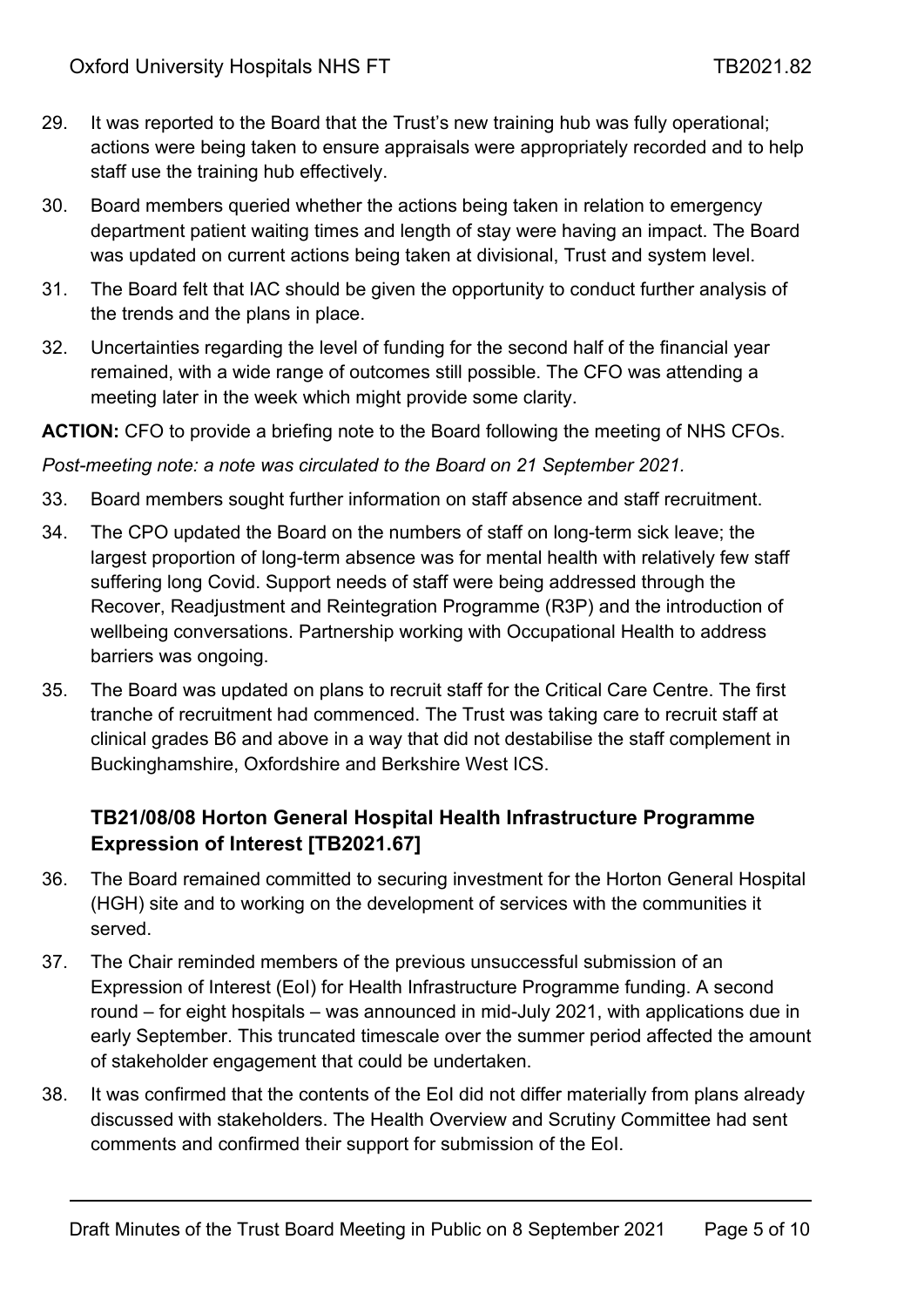29. It was reported to the Board that the Trust's new training hub was fully operational; actions were being taken to ensure appraisals were appropriately recorded and to help staff use the training hub effectively.

30. Board members queried whether the actions being taken in relation to emergency department patient waiting times and length of stay were having an impact. The Board was updated on current actions being taken at divisional, Trust and system level.

31. The Board felt that IAC should be given the opportunity to conduct further analysis of the trends and the plans in place.

32. Uncertainties regarding the level of funding for the second half of the financial year remained, with a wide range of outcomes still possible. The CFO was attending a meeting later in the week which might provide some clarity.

**ACTION:** CFO to provide a briefing note to the Board following the meeting of NHS CFOs.

*Post-meeting note: a note was circulated to the Board on 21 September 2021.*

33. Board members sought further information on staff absence and staff recruitment.

34. The CPO updated the Board on the numbers of staff on long-term sick leave; the largest proportion of long-term absence was for mental health with relatively few staff suffering long Covid. Support needs of staff were being addressed through the Recover, Readjustment and Reintegration Programme (R3P) and the introduction of wellbeing conversations. Partnership working with Occupational Health to address barriers was ongoing.

35. The Board was updated on plans to recruit staff for the Critical Care Centre. The first tranche of recruitment had commenced. The Trust was taking care to recruit staff at clinical grades B6 and above in a way that did not destabilise the staff complement in Buckinghamshire, Oxfordshire and Berkshire West ICS.

### TB21/08/08 Horton General Hospital Health Infrastructure Programme Expression of Interest [TB2021.67]

36. The Board remained committed to securing investment for the Horton General Hospital (HGH) site and to working on the development of services with the communities it served.

37. The Chair reminded members of the previous unsuccessful submission of an Expression of Interest (EoI) for Health Infrastructure Programme funding. A second round – for eight hospitals – was announced in mid-July 2021, with applications due in early September. This truncated timescale over the summer period affected the amount of stakeholder engagement that could be undertaken.

38. It was confirmed that the contents of the EoI did not differ materially from plans already discussed with stakeholders. The Health Overview and Scrutiny Committee had sent comments and confirmed their support for submission of the EoI.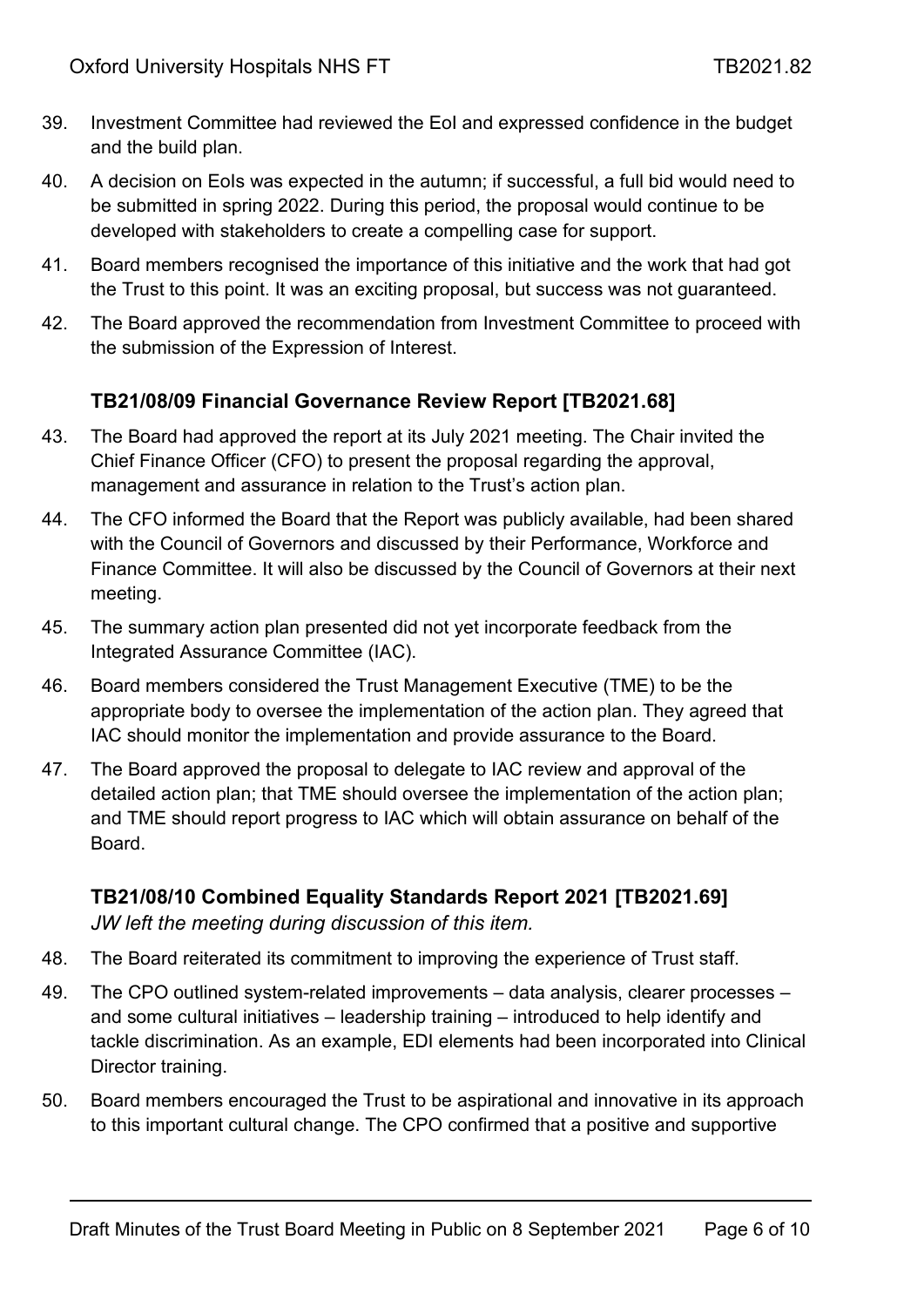39. Investment Committee had reviewed the EoI and expressed confidence in the budget and the build plan.

40. A decision on EoIs was expected in the autumn; if successful, a full bid would need to be submitted in spring 2022. During this period, the proposal would continue to be developed with stakeholders to create a compelling case for support.

41. Board members recognised the importance of this initiative and the work that had got the Trust to this point. It was an exciting proposal, but success was not guaranteed.

42. The Board approved the recommendation from Investment Committee to proceed with the submission of the Expression of Interest.

### TB21/08/09 Financial Governance Review Report [TB2021.68]

43. The Board had approved the report at its July 2021 meeting. The Chair invited the Chief Finance Officer (CFO) to present the proposal regarding the approval, management and assurance in relation to the Trust's action plan.

44. The CFO informed the Board that the Report was publicly available, had been shared with the Council of Governors and discussed by their Performance, Workforce and Finance Committee. It will also be discussed by the Council of Governors at their next meeting.

45. The summary action plan presented did not yet incorporate feedback from the Integrated Assurance Committee (IAC).

46. Board members considered the Trust Management Executive (TME) to be the appropriate body to oversee the implementation of the action plan. They agreed that IAC should monitor the implementation and provide assurance to the Board.

47. The Board approved the proposal to delegate to IAC review and approval of the detailed action plan; that TME should oversee the implementation of the action plan; and TME should report progress to IAC which will obtain assurance on behalf of the Board.

### TB21/08/10 Combined Equality Standards Report 2021 [TB2021.69]

*JW left the meeting during discussion of this item.*

48. The Board reiterated its commitment to improving the experience of Trust staff.

49. The CPO outlined system-related improvements – data analysis, clearer processes – and some cultural initiatives – leadership training – introduced to help identify and tackle discrimination. As an example, EDI elements had been incorporated into Clinical Director training.

50. Board members encouraged the Trust to be aspirational and innovative in its approach to this important cultural change. The CPO confirmed that a positive and supportive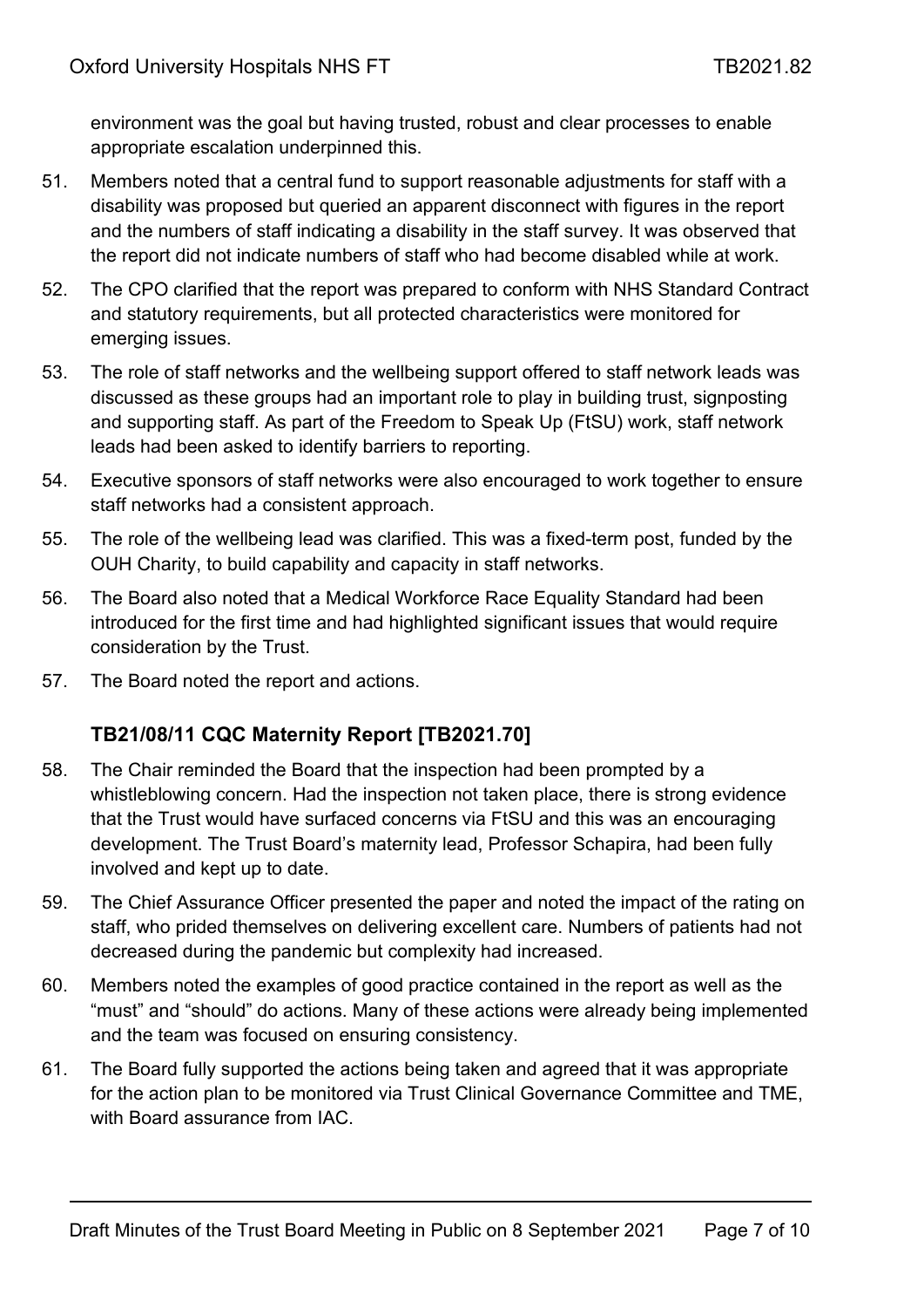environment was the goal but having trusted, robust and clear processes to enable appropriate escalation underpinned this.

51. Members noted that a central fund to support reasonable adjustments for staff with a disability was proposed but queried an apparent disconnect with figures in the report and the numbers of staff indicating a disability in the staff survey. It was observed that the report did not indicate numbers of staff who had become disabled while at work.

52. The CPO clarified that the report was prepared to conform with NHS Standard Contract and statutory requirements, but all protected characteristics were monitored for emerging issues.

53. The role of staff networks and the wellbeing support offered to staff network leads was discussed as these groups had an important role to play in building trust, signposting and supporting staff. As part of the Freedom to Speak Up (FtSU) work, staff network leads had been asked to identify barriers to reporting.

54. Executive sponsors of staff networks were also encouraged to work together to ensure staff networks had a consistent approach.

55. The role of the wellbeing lead was clarified. This was a fixed-term post, funded by the OUH Charity, to build capability and capacity in staff networks.

56. The Board also noted that a Medical Workforce Race Equality Standard had been introduced for the first time and had highlighted significant issues that would require consideration by the Trust.

57. The Board noted the report and actions.

### TB21/08/11 CQC Maternity Report [TB2021.70]

58. The Chair reminded the Board that the inspection had been prompted by a whistleblowing concern. Had the inspection not taken place, there is strong evidence that the Trust would have surfaced concerns via FtSU and this was an encouraging development. The Trust Board's maternity lead, Professor Schapira, had been fully involved and kept up to date.

59. The Chief Assurance Officer presented the paper and noted the impact of the rating on staff, who prided themselves on delivering excellent care. Numbers of patients had not decreased during the pandemic but complexity had increased.

60. Members noted the examples of good practice contained in the report as well as the "must" and "should" do actions. Many of these actions were already being implemented and the team was focused on ensuring consistency.

61. The Board fully supported the actions being taken and agreed that it was appropriate for the action plan to be monitored via Trust Clinical Governance Committee and TME, with Board assurance from IAC.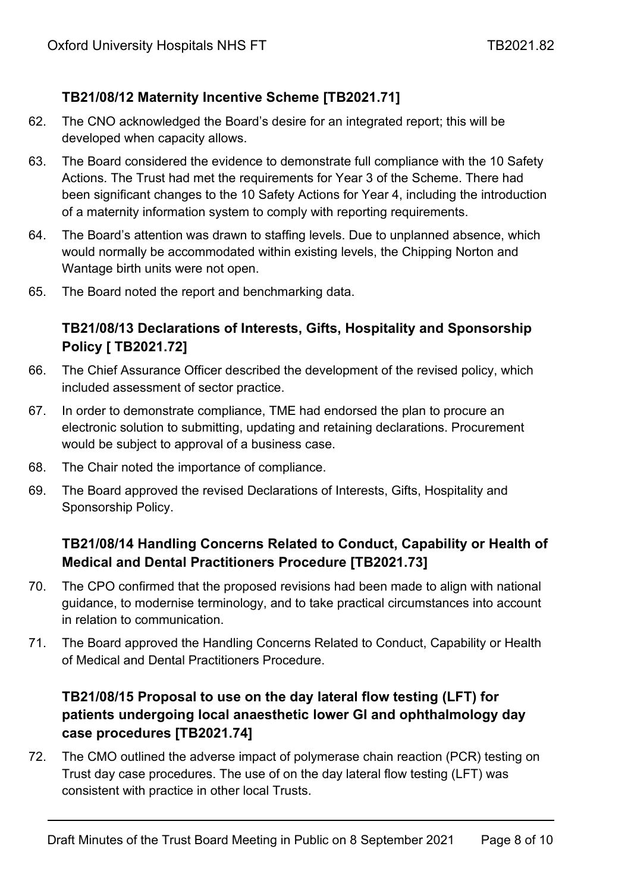### TB21/08/12 Maternity Incentive Scheme [TB2021.71]

62. The CNO acknowledged the Board's desire for an integrated report; this will be developed when capacity allows.

63. The Board considered the evidence to demonstrate full compliance with the 10 Safety Actions. The Trust had met the requirements for Year 3 of the Scheme. There had been significant changes to the 10 Safety Actions for Year 4, including the introduction of a maternity information system to comply with reporting requirements.

64. The Board's attention was drawn to staffing levels. Due to unplanned absence, which would normally be accommodated within existing levels, the Chipping Norton and Wantage birth units were not open.

65. The Board noted the report and benchmarking data.

### TB21/08/13 Declarations of Interests, Gifts, Hospitality and Sponsorship Policy [ TB2021.72]

66. The Chief Assurance Officer described the development of the revised policy, which included assessment of sector practice.

67. In order to demonstrate compliance, TME had endorsed the plan to procure an electronic solution to submitting, updating and retaining declarations. Procurement would be subject to approval of a business case.

68. The Chair noted the importance of compliance.

69. The Board approved the revised Declarations of Interests, Gifts, Hospitality and Sponsorship Policy.

### TB21/08/14 Handling Concerns Related to Conduct, Capability or Health of Medical and Dental Practitioners Procedure [TB2021.73]

70. The CPO confirmed that the proposed revisions had been made to align with national guidance, to modernise terminology, and to take practical circumstances into account in relation to communication.

71. The Board approved the Handling Concerns Related to Conduct, Capability or Health of Medical and Dental Practitioners Procedure.

### TB21/08/15 Proposal to use on the day lateral flow testing (LFT) for patients undergoing local anaesthetic lower GI and ophthalmology day case procedures [TB2021.74]

72. The CMO outlined the adverse impact of polymerase chain reaction (PCR) testing on Trust day case procedures. The use of on the day lateral flow testing (LFT) was consistent with practice in other local Trusts.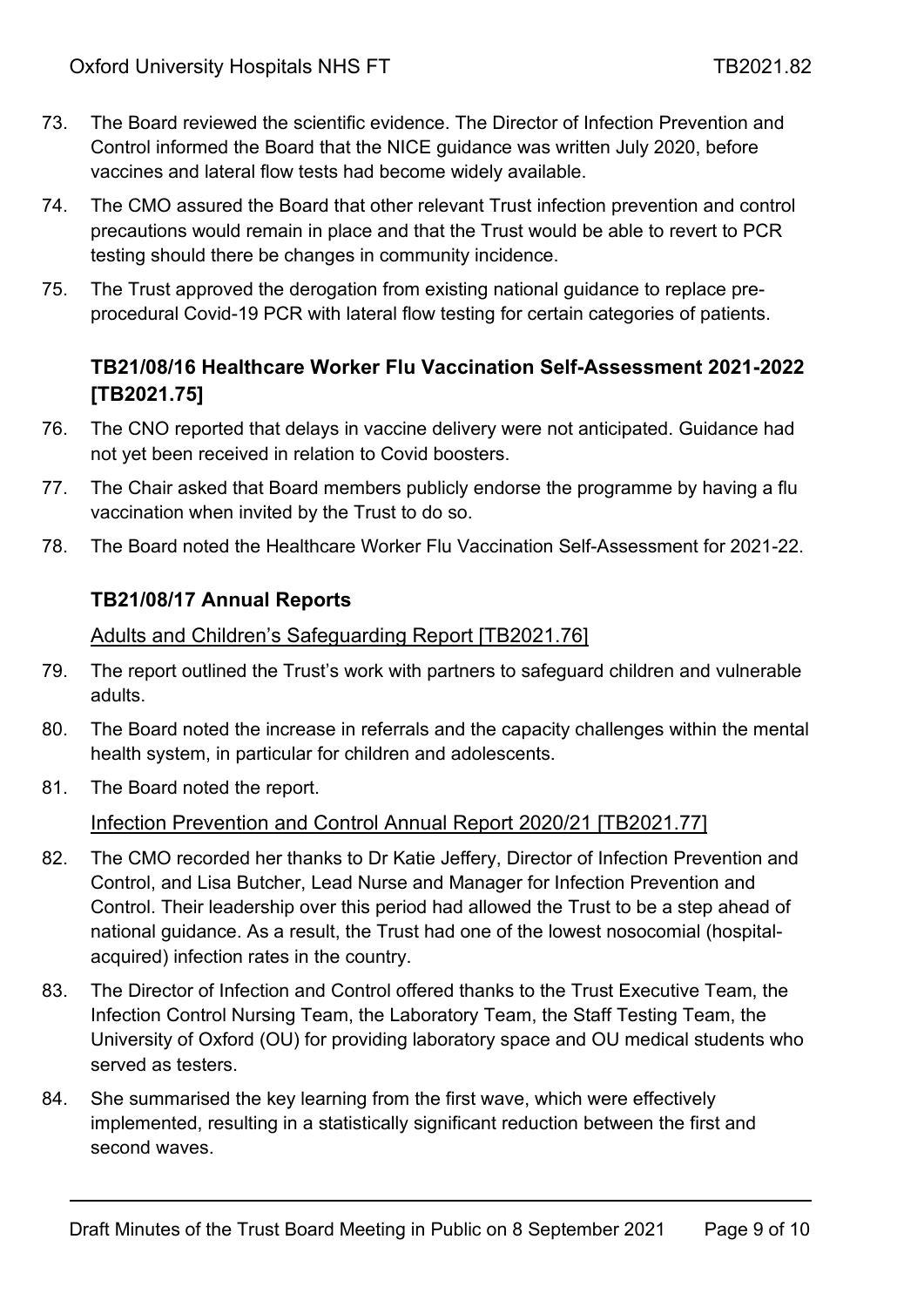73. The Board reviewed the scientific evidence. The Director of Infection Prevention and Control informed the Board that the NICE guidance was written July 2020, before vaccines and lateral flow tests had become widely available.

74. The CMO assured the Board that other relevant Trust infection prevention and control precautions would remain in place and that the Trust would be able to revert to PCR testing should there be changes in community incidence.

75. The Trust approved the derogation from existing national guidance to replace pre-procedural Covid-19 PCR with lateral flow testing for certain categories of patients.

### TB21/08/16 Healthcare Worker Flu Vaccination Self-Assessment 2021-2022 [TB2021.75]

76. The CNO reported that delays in vaccine delivery were not anticipated. Guidance had not yet been received in relation to Covid boosters.

77. The Chair asked that Board members publicly endorse the programme by having a flu vaccination when invited by the Trust to do so.

78. The Board noted the Healthcare Worker Flu Vaccination Self-Assessment for 2021-22.

### TB21/08/17 Annual Reports

Adults and Children's Safeguarding Report [TB2021.76]

79. The report outlined the Trust's work with partners to safeguard children and vulnerable adults.

80. The Board noted the increase in referrals and the capacity challenges within the mental health system, in particular for children and adolescents.

81. The Board noted the report.

Infection Prevention and Control Annual Report 2020/21 [TB2021.77]

82. The CMO recorded her thanks to Dr Katie Jeffery, Director of Infection Prevention and Control, and Lisa Butcher, Lead Nurse and Manager for Infection Prevention and Control. Their leadership over this period had allowed the Trust to be a step ahead of national guidance. As a result, the Trust had one of the lowest nosocomial (hospital-acquired) infection rates in the country.

83. The Director of Infection and Control offered thanks to the Trust Executive Team, the Infection Control Nursing Team, the Laboratory Team, the Staff Testing Team, the University of Oxford (OU) for providing laboratory space and OU medical students who served as testers.

84. She summarised the key learning from the first wave, which were effectively implemented, resulting in a statistically significant reduction between the first and second waves.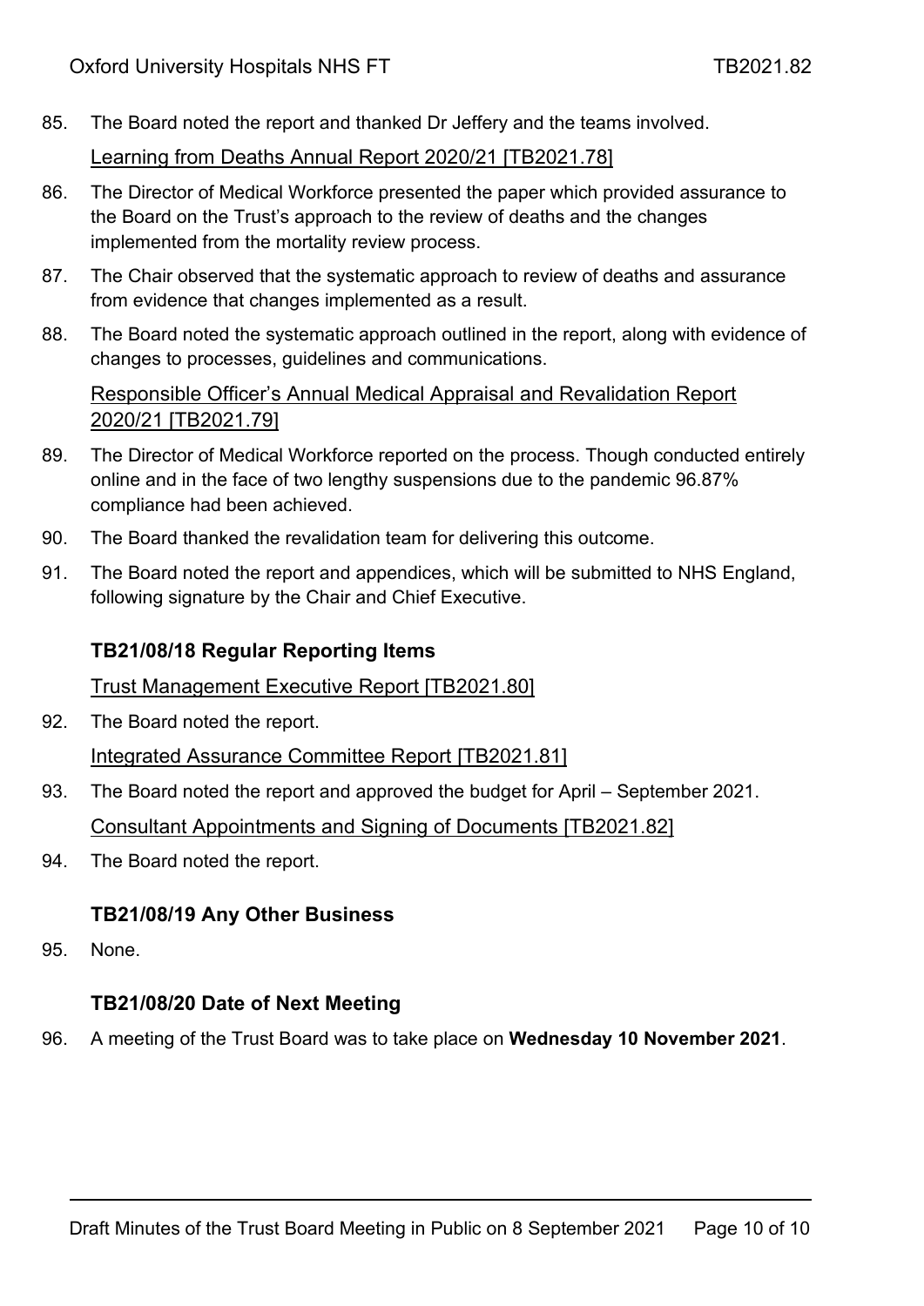85. The Board noted the report and thanked Dr Jeffery and the teams involved.

Learning from Deaths Annual Report 2020/21 [TB2021.78]

86. The Director of Medical Workforce presented the paper which provided assurance to the Board on the Trust's approach to the review of deaths and the changes implemented from the mortality review process.

87. The Chair observed that the systematic approach to review of deaths and assurance from evidence that changes implemented as a result.

88. The Board noted the systematic approach outlined in the report, along with evidence of changes to processes, guidelines and communications.

Responsible Officer's Annual Medical Appraisal and Revalidation Report 2020/21 [TB2021.79]

89. The Director of Medical Workforce reported on the process. Though conducted entirely online and in the face of two lengthy suspensions due to the pandemic 96.87% compliance had been achieved.

90. The Board thanked the revalidation team for delivering this outcome.

91. The Board noted the report and appendices, which will be submitted to NHS England, following signature by the Chair and Chief Executive.

### TB21/08/18 Regular Reporting Items

Trust Management Executive Report [TB2021.80]

92. The Board noted the report.

Integrated Assurance Committee Report [TB2021.81]

93. The Board noted the report and approved the budget for April – September 2021.

Consultant Appointments and Signing of Documents [TB2021.82]

94. The Board noted the report.

### TB21/08/19 Any Other Business

95. None.

### TB21/08/20 Date of Next Meeting

96. A meeting of the Trust Board was to take place on **Wednesday 10 November 2021**.